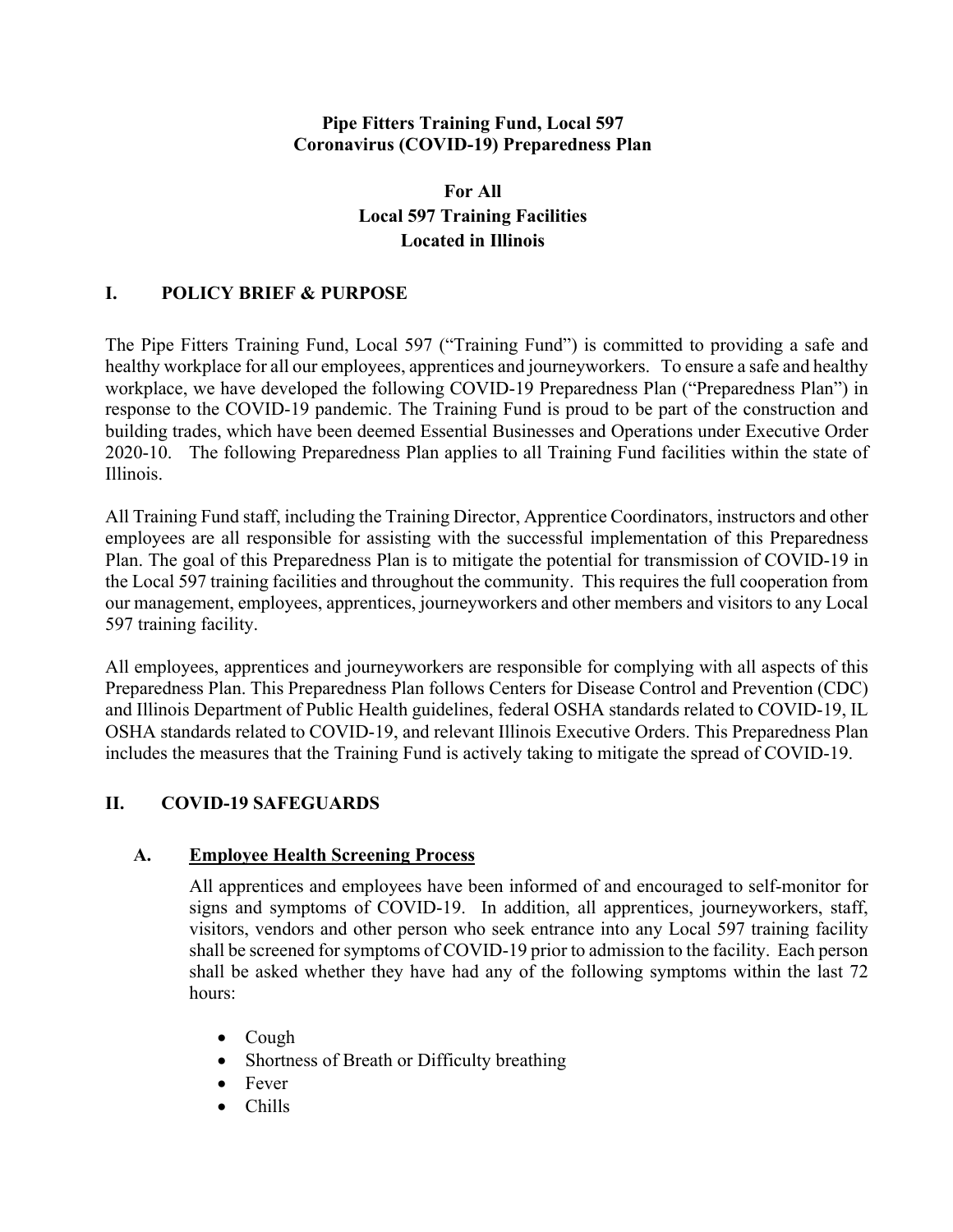**Pipe Fitters Training Fund, Local 597**
**Coronavirus (COVID-19) Preparedness Plan**

**For All**
**Local 597 Training Facilities**
**Located in Illinois**

## I. POLICY BRIEF & PURPOSE

The Pipe Fitters Training Fund, Local 597 ("Training Fund") is committed to providing a safe and healthy workplace for all our employees, apprentices and journeyworkers. To ensure a safe and healthy workplace, we have developed the following COVID-19 Preparedness Plan ("Preparedness Plan") in response to the COVID-19 pandemic. The Training Fund is proud to be part of the construction and building trades, which have been deemed Essential Businesses and Operations under Executive Order 2020-10. The following Preparedness Plan applies to all Training Fund facilities within the state of Illinois.

All Training Fund staff, including the Training Director, Apprentice Coordinators, instructors and other employees are all responsible for assisting with the successful implementation of this Preparedness Plan. The goal of this Preparedness Plan is to mitigate the potential for transmission of COVID-19 in the Local 597 training facilities and throughout the community. This requires the full cooperation from our management, employees, apprentices, journeyworkers and other members and visitors to any Local 597 training facility.

All employees, apprentices and journeyworkers are responsible for complying with all aspects of this Preparedness Plan. This Preparedness Plan follows Centers for Disease Control and Prevention (CDC) and Illinois Department of Public Health guidelines, federal OSHA standards related to COVID-19, IL OSHA standards related to COVID-19, and relevant Illinois Executive Orders. This Preparedness Plan includes the measures that the Training Fund is actively taking to mitigate the spread of COVID-19.

## II. COVID-19 SAFEGUARDS

### A. Employee Health Screening Process

All apprentices and employees have been informed of and encouraged to self-monitor for signs and symptoms of COVID-19. In addition, all apprentices, journeyworkers, staff, visitors, vendors and other person who seek entrance into any Local 597 training facility shall be screened for symptoms of COVID-19 prior to admission to the facility. Each person shall be asked whether they have had any of the following symptoms within the last 72 hours:

- Cough
- Shortness of Breath or Difficulty breathing
- Fever
- Chills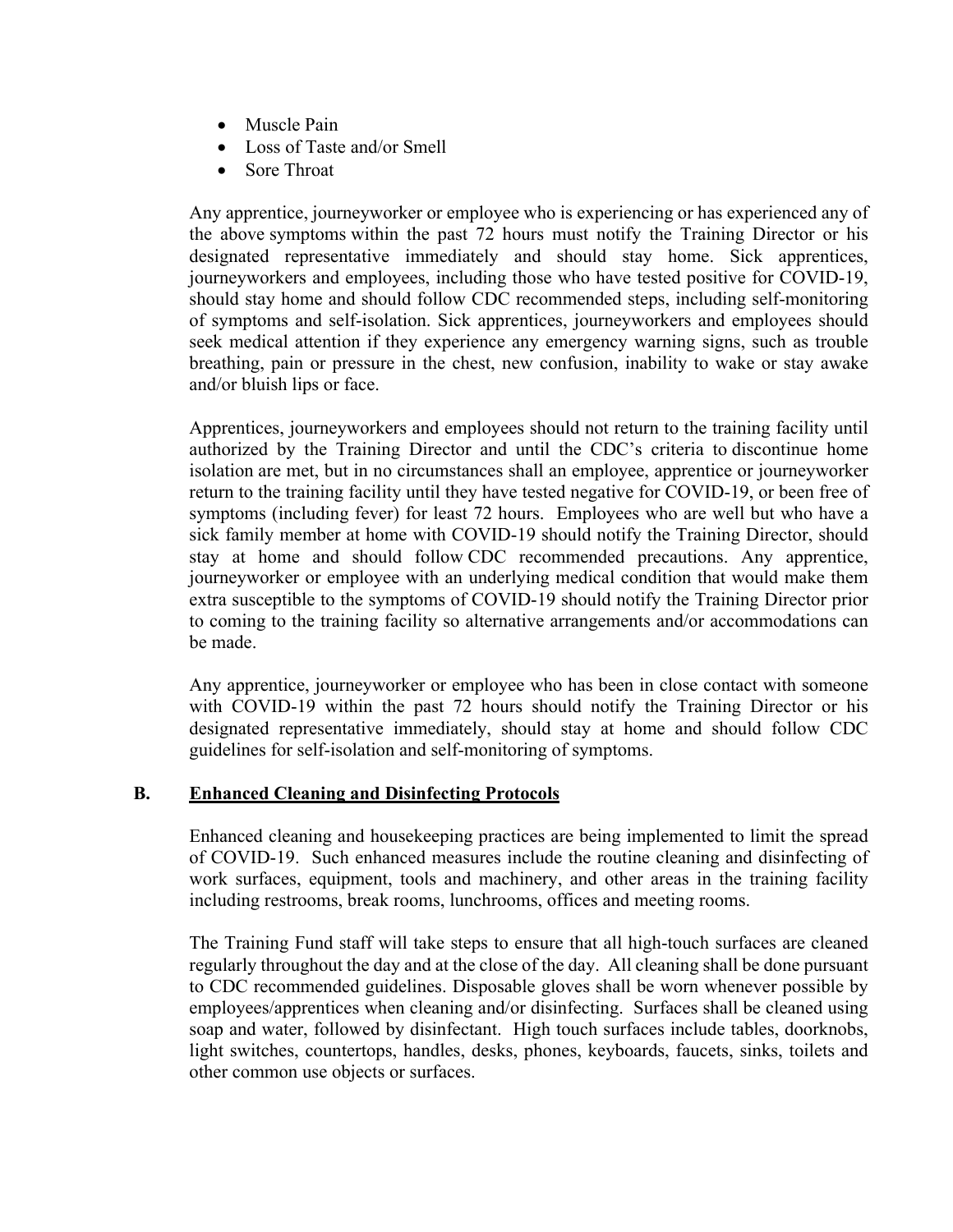- Muscle Pain
- Loss of Taste and/or Smell
- Sore Throat

Any apprentice, journeyworker or employee who is experiencing or has experienced any of the above symptoms within the past 72 hours must notify the Training Director or his designated representative immediately and should stay home. Sick apprentices, journeyworkers and employees, including those who have tested positive for COVID-19, should stay home and should follow CDC recommended steps, including self-monitoring of symptoms and self-isolation. Sick apprentices, journeyworkers and employees should seek medical attention if they experience any emergency warning signs, such as trouble breathing, pain or pressure in the chest, new confusion, inability to wake or stay awake and/or bluish lips or face.

Apprentices, journeyworkers and employees should not return to the training facility until authorized by the Training Director and until the CDC's criteria to discontinue home isolation are met, but in no circumstances shall an employee, apprentice or journeyworker return to the training facility until they have tested negative for COVID-19, or been free of symptoms (including fever) for least 72 hours. Employees who are well but who have a sick family member at home with COVID-19 should notify the Training Director, should stay at home and should follow CDC recommended precautions. Any apprentice, journeyworker or employee with an underlying medical condition that would make them extra susceptible to the symptoms of COVID-19 should notify the Training Director prior to coming to the training facility so alternative arrangements and/or accommodations can be made.

Any apprentice, journeyworker or employee who has been in close contact with someone with COVID-19 within the past 72 hours should notify the Training Director or his designated representative immediately, should stay at home and should follow CDC guidelines for self-isolation and self-monitoring of symptoms.

## B. Enhanced Cleaning and Disinfecting Protocols

Enhanced cleaning and housekeeping practices are being implemented to limit the spread of COVID-19. Such enhanced measures include the routine cleaning and disinfecting of work surfaces, equipment, tools and machinery, and other areas in the training facility including restrooms, break rooms, lunchrooms, offices and meeting rooms.

The Training Fund staff will take steps to ensure that all high-touch surfaces are cleaned regularly throughout the day and at the close of the day. All cleaning shall be done pursuant to CDC recommended guidelines. Disposable gloves shall be worn whenever possible by employees/apprentices when cleaning and/or disinfecting. Surfaces shall be cleaned using soap and water, followed by disinfectant. High touch surfaces include tables, doorknobs, light switches, countertops, handles, desks, phones, keyboards, faucets, sinks, toilets and other common use objects or surfaces.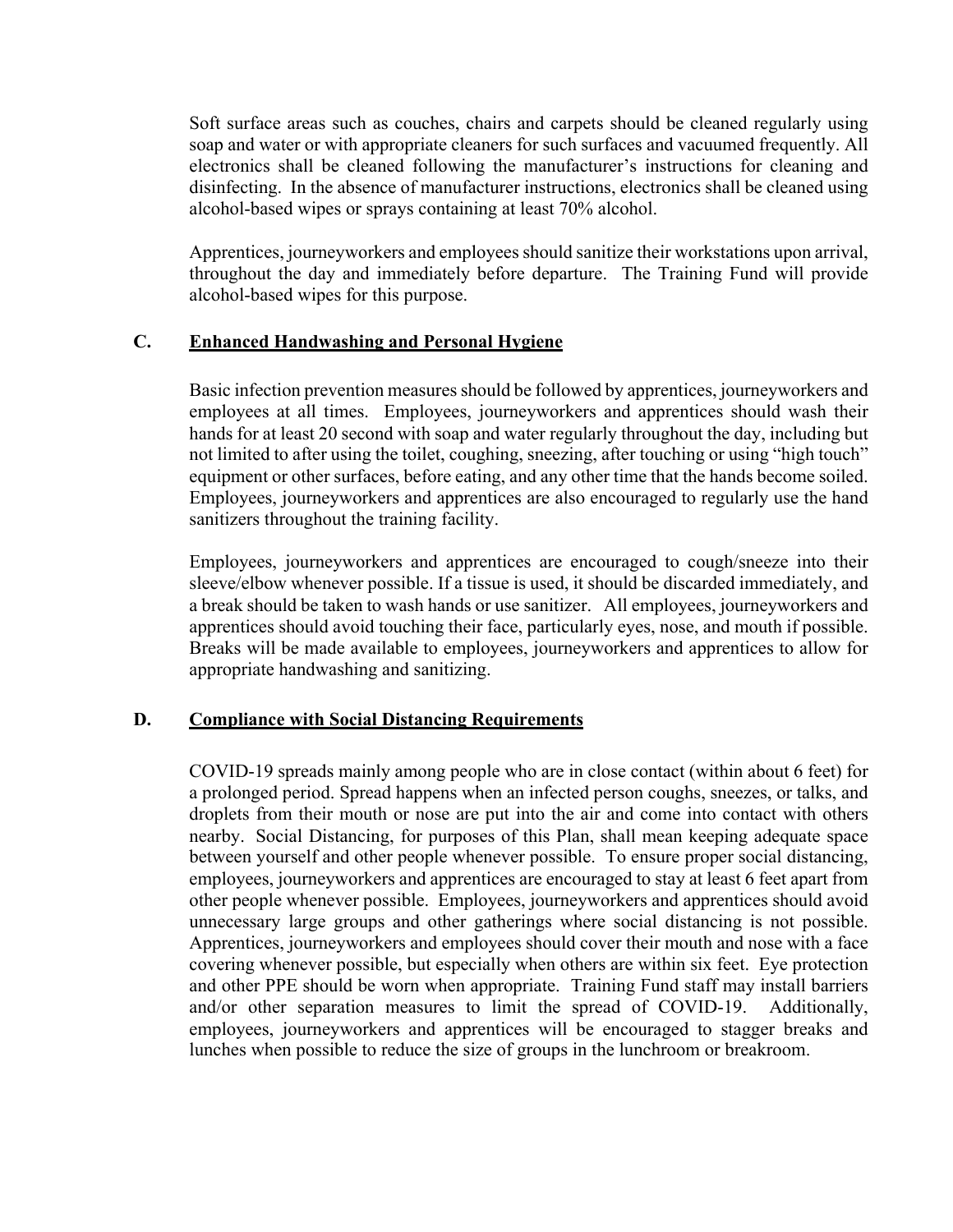Soft surface areas such as couches, chairs and carpets should be cleaned regularly using soap and water or with appropriate cleaners for such surfaces and vacuumed frequently. All electronics shall be cleaned following the manufacturer's instructions for cleaning and disinfecting. In the absence of manufacturer instructions, electronics shall be cleaned using alcohol-based wipes or sprays containing at least 70% alcohol.

Apprentices, journeyworkers and employees should sanitize their workstations upon arrival, throughout the day and immediately before departure. The Training Fund will provide alcohol-based wipes for this purpose.

### C. <u>Enhanced Handwashing and Personal Hygiene</u>

Basic infection prevention measures should be followed by apprentices, journeyworkers and employees at all times. Employees, journeyworkers and apprentices should wash their hands for at least 20 second with soap and water regularly throughout the day, including but not limited to after using the toilet, coughing, sneezing, after touching or using "high touch" equipment or other surfaces, before eating, and any other time that the hands become soiled. Employees, journeyworkers and apprentices are also encouraged to regularly use the hand sanitizers throughout the training facility.

Employees, journeyworkers and apprentices are encouraged to cough/sneeze into their sleeve/elbow whenever possible. If a tissue is used, it should be discarded immediately, and a break should be taken to wash hands or use sanitizer. All employees, journeyworkers and apprentices should avoid touching their face, particularly eyes, nose, and mouth if possible. Breaks will be made available to employees, journeyworkers and apprentices to allow for appropriate handwashing and sanitizing.

### D. <u>Compliance with Social Distancing Requirements</u>

COVID-19 spreads mainly among people who are in close contact (within about 6 feet) for a prolonged period. Spread happens when an infected person coughs, sneezes, or talks, and droplets from their mouth or nose are put into the air and come into contact with others nearby. Social Distancing, for purposes of this Plan, shall mean keeping adequate space between yourself and other people whenever possible. To ensure proper social distancing, employees, journeyworkers and apprentices are encouraged to stay at least 6 feet apart from other people whenever possible. Employees, journeyworkers and apprentices should avoid unnecessary large groups and other gatherings where social distancing is not possible. Apprentices, journeyworkers and employees should cover their mouth and nose with a face covering whenever possible, but especially when others are within six feet. Eye protection and other PPE should be worn when appropriate. Training Fund staff may install barriers and/or other separation measures to limit the spread of COVID-19. Additionally, employees, journeyworkers and apprentices will be encouraged to stagger breaks and lunches when possible to reduce the size of groups in the lunchroom or breakroom.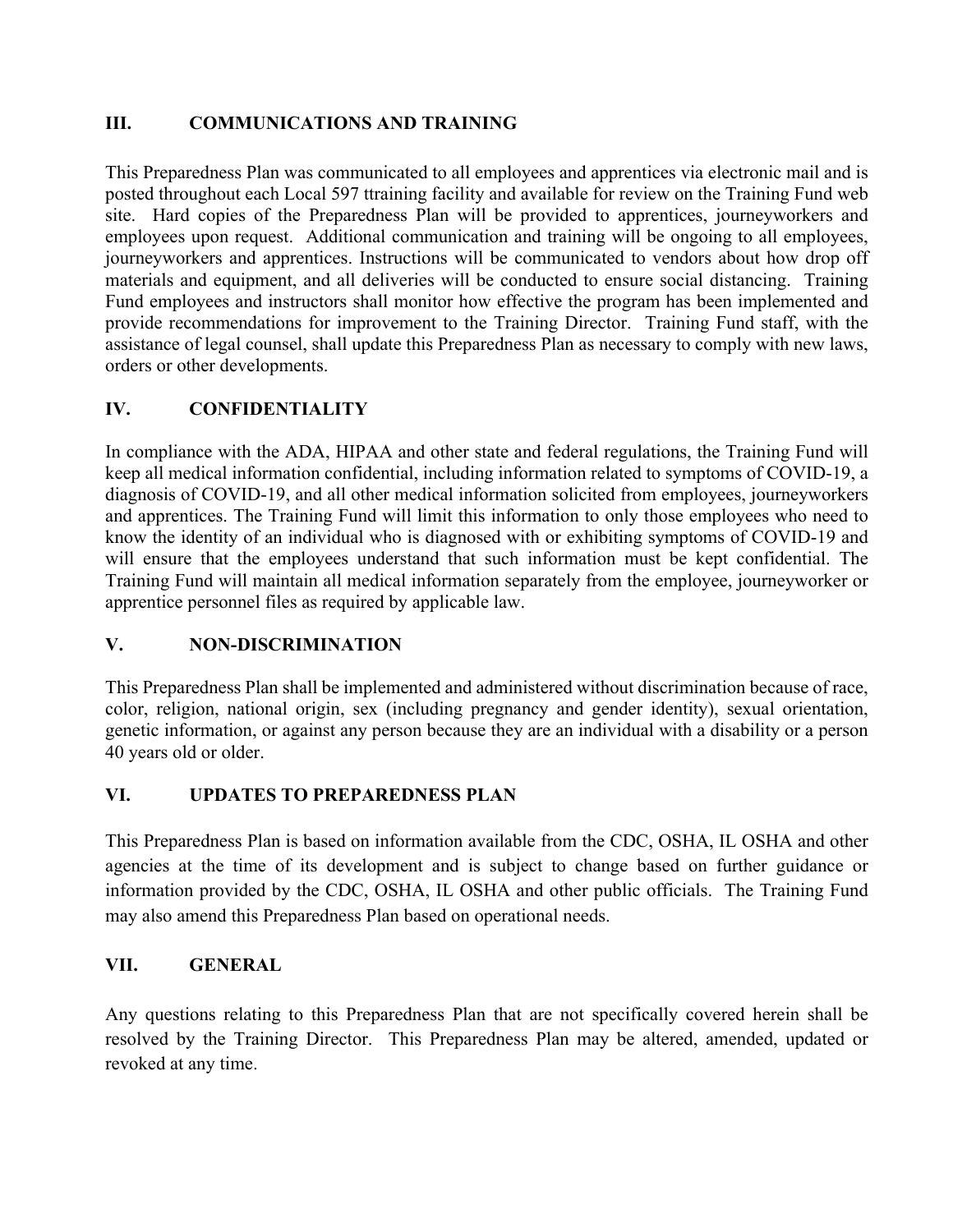## III. COMMUNICATIONS AND TRAINING

This Preparedness Plan was communicated to all employees and apprentices via electronic mail and is posted throughout each Local 597 ttraining facility and available for review on the Training Fund web site. Hard copies of the Preparedness Plan will be provided to apprentices, journeyworkers and employees upon request. Additional communication and training will be ongoing to all employees, journeyworkers and apprentices. Instructions will be communicated to vendors about how drop off materials and equipment, and all deliveries will be conducted to ensure social distancing. Training Fund employees and instructors shall monitor how effective the program has been implemented and provide recommendations for improvement to the Training Director. Training Fund staff, with the assistance of legal counsel, shall update this Preparedness Plan as necessary to comply with new laws, orders or other developments.

## IV. CONFIDENTIALITY

In compliance with the ADA, HIPAA and other state and federal regulations, the Training Fund will keep all medical information confidential, including information related to symptoms of COVID-19, a diagnosis of COVID-19, and all other medical information solicited from employees, journeyworkers and apprentices. The Training Fund will limit this information to only those employees who need to know the identity of an individual who is diagnosed with or exhibiting symptoms of COVID-19 and will ensure that the employees understand that such information must be kept confidential. The Training Fund will maintain all medical information separately from the employee, journeyworker or apprentice personnel files as required by applicable law.

## V. NON-DISCRIMINATION

This Preparedness Plan shall be implemented and administered without discrimination because of race, color, religion, national origin, sex (including pregnancy and gender identity), sexual orientation, genetic information, or against any person because they are an individual with a disability or a person 40 years old or older.

## VI. UPDATES TO PREPAREDNESS PLAN

This Preparedness Plan is based on information available from the CDC, OSHA, IL OSHA and other agencies at the time of its development and is subject to change based on further guidance or information provided by the CDC, OSHA, IL OSHA and other public officials. The Training Fund may also amend this Preparedness Plan based on operational needs.

## VII. GENERAL

Any questions relating to this Preparedness Plan that are not specifically covered herein shall be resolved by the Training Director. This Preparedness Plan may be altered, amended, updated or revoked at any time.